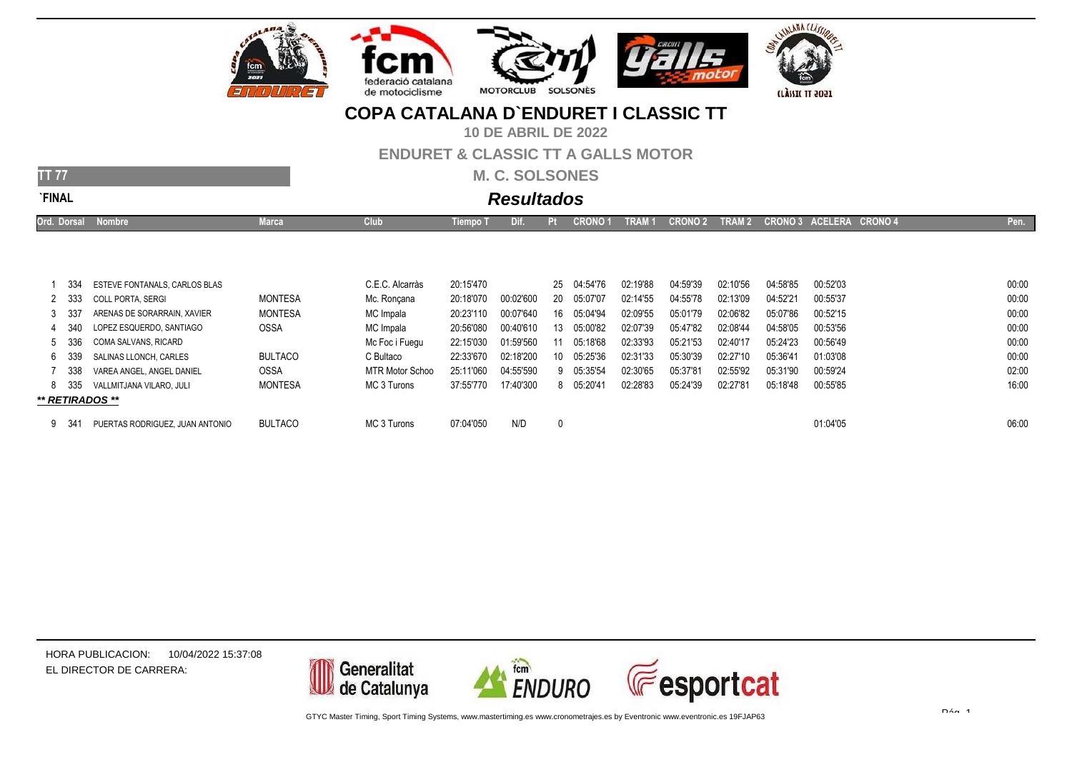# COPA CATALANA D`ENDURET I CLASSIC TT

**10 DE ABRIL DE 2022**

**ENDURET & CLASSIC TT A GALLS MOTOR**

**M. C. SOLSONES**

**TT 77**

**`FINAL**

## *Resultados*

| Ord. | Dorsal | Nombre | Marca | Club | Tiempo T | Dif. | Pt | CRONO 1 | TRAM 1 | CRONO 2 | TRAM 2 | CRONO 3 | ACELERA | CRONO 4 | Pen. |
|---|---|---|---|---|---|---|---|---|---|---|---|---|---|---|---|
| 1 | 334 | ESTEVE FONTANALS, CARLOS BLAS | | C.E.C. Alcarràs | 20:15'470 | | 25 | 04:54'76 | 02:19'88 | 04:59'39 | 02:10'56 | 04:58'85 | 00:52'03 | | 00:00 |
| 2 | 333 | COLL PORTA, SERGI | MONTESA | Mc. Ronçana | 20:18'070 | 00:02'600 | 20 | 05:07'07 | 02:14'55 | 04:55'78 | 02:13'09 | 04:52'21 | 00:55'37 | | 00:00 |
| 3 | 337 | ARENAS DE SORARRAIN, XAVIER | MONTESA | MC Impala | 20:23'110 | 00:07'640 | 16 | 05:04'94 | 02:09'55 | 05:01'79 | 02:06'82 | 05:07'86 | 00:52'15 | | 00:00 |
| 4 | 340 | LOPEZ ESQUERDO, SANTIAGO | OSSA | MC Impala | 20:56'080 | 00:40'610 | 13 | 05:00'82 | 02:07'39 | 05:47'82 | 02:08'44 | 04:58'05 | 00:53'56 | | 00:00 |
| 5 | 336 | COMA SALVANS, RICARD | | Mc Foc i Fuegu | 22:15'030 | 01:59'560 | 11 | 05:18'68 | 02:33'93 | 05:21'53 | 02:40'17 | 05:24'23 | 00:56'49 | | 00:00 |
| 6 | 339 | SALINAS LLONCH, CARLES | BULTACO | C Bultaco | 22:33'670 | 02:18'200 | 10 | 05:25'36 | 02:31'33 | 05:30'39 | 02:27'10 | 05:36'41 | 01:03'08 | | 00:00 |
| 7 | 338 | VAREA ANGEL, ANGEL DANIEL | OSSA | MTR Motor Schoo | 25:11'060 | 04:55'590 | 9 | 05:35'54 | 02:30'65 | 05:37'81 | 02:55'92 | 05:31'90 | 00:59'24 | | 02:00 |
| 8 | 335 | VALLMITJANA VILARO, JULI | MONTESA | MC 3 Turons | 37:55'770 | 17:40'300 | 8 | 05:20'41 | 02:28'83 | 05:24'39 | 02:27'81 | 05:18'48 | 00:55'85 | | 16:00 |
| ***\*\* RETIRADOS \*\**** | | | | | | | | | | | | | | | |
| 9 | 341 | PUERTAS RODRIGUEZ, JUAN ANTONIO | BULTACO | MC 3 Turons | 07:04'050 | N/D | 0 | | | | | | 01:04'05 | | 06:00 |

HORA PUBLICACION: 10/04/2022 15:37:08

EL DIRECTOR DE CARRERA:

GTYC Master Timing, Sport Timing Systems, www.mastertiming.es www.cronometrajes.es by Eventronic www.eventronic.es 19FJAP63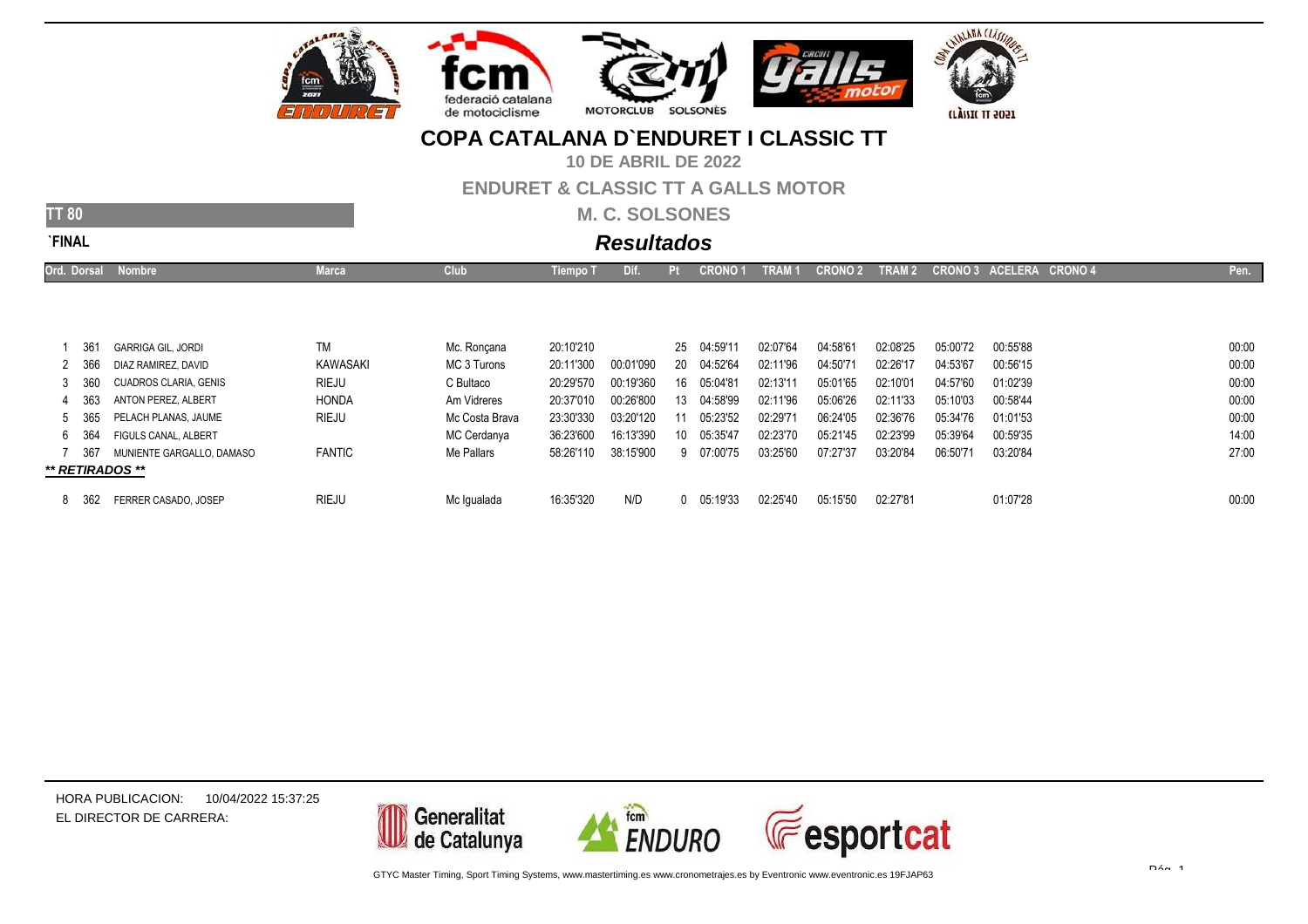# COPA CATALANA D`ENDURET I CLASSIC TT

**10 DE ABRIL DE 2022**

**ENDURET & CLASSIC TT A GALLS MOTOR**

**M. C. SOLSONES**

**TT 80**

**`FINAL**

## *Resultados*

| Ord. | Dorsal | Nombre | Marca | Club | Tiempo T | Dif. | Pt | CRONO 1 | TRAM 1 | CRONO 2 | TRAM 2 | CRONO 3 | ACELERA | CRONO 4 | Pen. |
|---|---|---|---|---|---|---|---|---|---|---|---|---|---|---|---|
| 1 | 361 | GARRIGA GIL, JORDI | TM | Mc. Ronçana | 20:10'210 | | 25 | 04:59'11 | 02:07'64 | 04:58'61 | 02:08'25 | 05:00'72 | 00:55'88 | | 00:00 |
| 2 | 366 | DIAZ RAMIREZ, DAVID | KAWASAKI | MC 3 Turons | 20:11'300 | 00:01'090 | 20 | 04:52'64 | 02:11'96 | 04:50'71 | 02:26'17 | 04:53'67 | 00:56'15 | | 00:00 |
| 3 | 360 | CUADROS CLARIA, GENIS | RIEJU | C Bultaco | 20:29'570 | 00:19'360 | 16 | 05:04'81 | 02:13'11 | 05:01'65 | 02:10'01 | 04:57'60 | 01:02'39 | | 00:00 |
| 4 | 363 | ANTON PEREZ, ALBERT | HONDA | Am Vidreres | 20:37'010 | 00:26'800 | 13 | 04:58'99 | 02:11'96 | 05:06'26 | 02:11'33 | 05:10'03 | 00:58'44 | | 00:00 |
| 5 | 365 | PELACH PLANAS, JAUME | RIEJU | Mc Costa Brava | 23:30'330 | 03:20'120 | 11 | 05:23'52 | 02:29'71 | 06:24'05 | 02:36'76 | 05:34'76 | 01:01'53 | | 00:00 |
| 6 | 364 | FIGULS CANAL, ALBERT | | MC Cerdanya | 36:23'600 | 16:13'390 | 10 | 05:35'47 | 02:23'70 | 05:21'45 | 02:23'99 | 05:39'64 | 00:59'35 | | 14:00 |
| 7 | 367 | MUNIENTE GARGALLO, DAMASO | FANTIC | Me Pallars | 58:26'110 | 38:15'900 | 9 | 07:00'75 | 03:25'60 | 07:27'37 | 03:20'84 | 06:50'71 | 03:20'84 | | 27:00 |
| ***\*\* RETIRADOS \*\**** | | | | | | | | | | | | | | | |
| 8 | 362 | FERRER CASADO, JOSEP | RIEJU | Mc Igualada | 16:35'320 | N/D | 0 | 05:19'33 | 02:25'40 | 05:15'50 | 02:27'81 | | 01:07'28 | | 00:00 |

HORA PUBLICACION: 10/04/2022 15:37:25

EL DIRECTOR DE CARRERA:

GTYC Master Timing, Sport Timing Systems, www.mastertiming.es www.cronometrajes.es by Eventronic www.eventronic.es 19FJAP63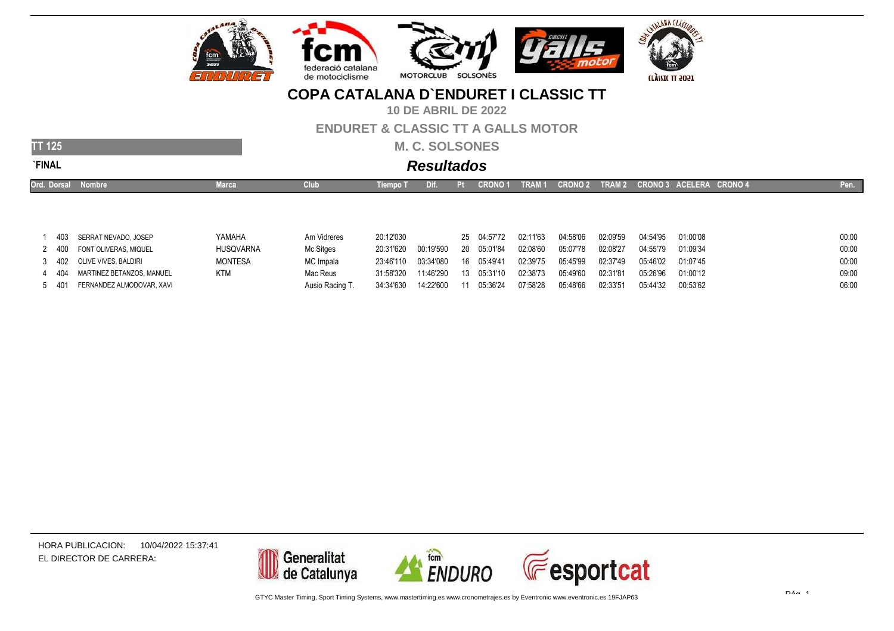# COPA CATALANA D`ENDURET I CLASSIC TT

**10 DE ABRIL DE 2022**

**ENDURET & CLASSIC TT A GALLS MOTOR**

**M. C. SOLSONES**

**TT 125**

**`FINAL**

## *Resultados*

| Ord. | Dorsal | Nombre | Marca | Club | Tiempo T | Dif. | Pt | CRONO 1 | TRAM 1 | CRONO 2 | TRAM 2 | CRONO 3 | ACELERA | CRONO 4 | Pen. |
|---|---|---|---|---|---|---|---|---|---|---|---|---|---|---|---|
| 1 | 403 | SERRAT NEVADO, JOSEP | YAMAHA | Am Vidreres | 20:12'030 | | 25 | 04:57'72 | 02:11'63 | 04:58'06 | 02:09'59 | 04:54'95 | 01:00'08 | | 00:00 |
| 2 | 400 | FONT OLIVERAS, MIQUEL | HUSQVARNA | Mc Sitges | 20:31'620 | 00:19'590 | 20 | 05:01'84 | 02:08'60 | 05:07'78 | 02:08'27 | 04:55'79 | 01:09'34 | | 00:00 |
| 3 | 402 | OLIVE VIVES, BALDIRI | MONTESA | MC Impala | 23:46'110 | 03:34'080 | 16 | 05:49'41 | 02:39'75 | 05:45'99 | 02:37'49 | 05:46'02 | 01:07'45 | | 00:00 |
| 4 | 404 | MARTINEZ BETANZOS, MANUEL | KTM | Mac Reus | 31:58'320 | 11:46'290 | 13 | 05:31'10 | 02:38'73 | 05:49'60 | 02:31'81 | 05:26'96 | 01:00'12 | | 09:00 |
| 5 | 401 | FERNANDEZ ALMODOVAR, XAVI | | Ausio Racing T. | 34:34'630 | 14:22'600 | 11 | 05:36'24 | 07:58'28 | 05:48'66 | 02:33'51 | 05:44'32 | 00:53'62 | | 06:00 |

HORA PUBLICACION: 10/04/2022 15:37:41

EL DIRECTOR DE CARRERA:

GTYC Master Timing, Sport Timing Systems, www.mastertiming.es www.cronometrajes.es by Eventronic www.eventronic.es 19FJAP63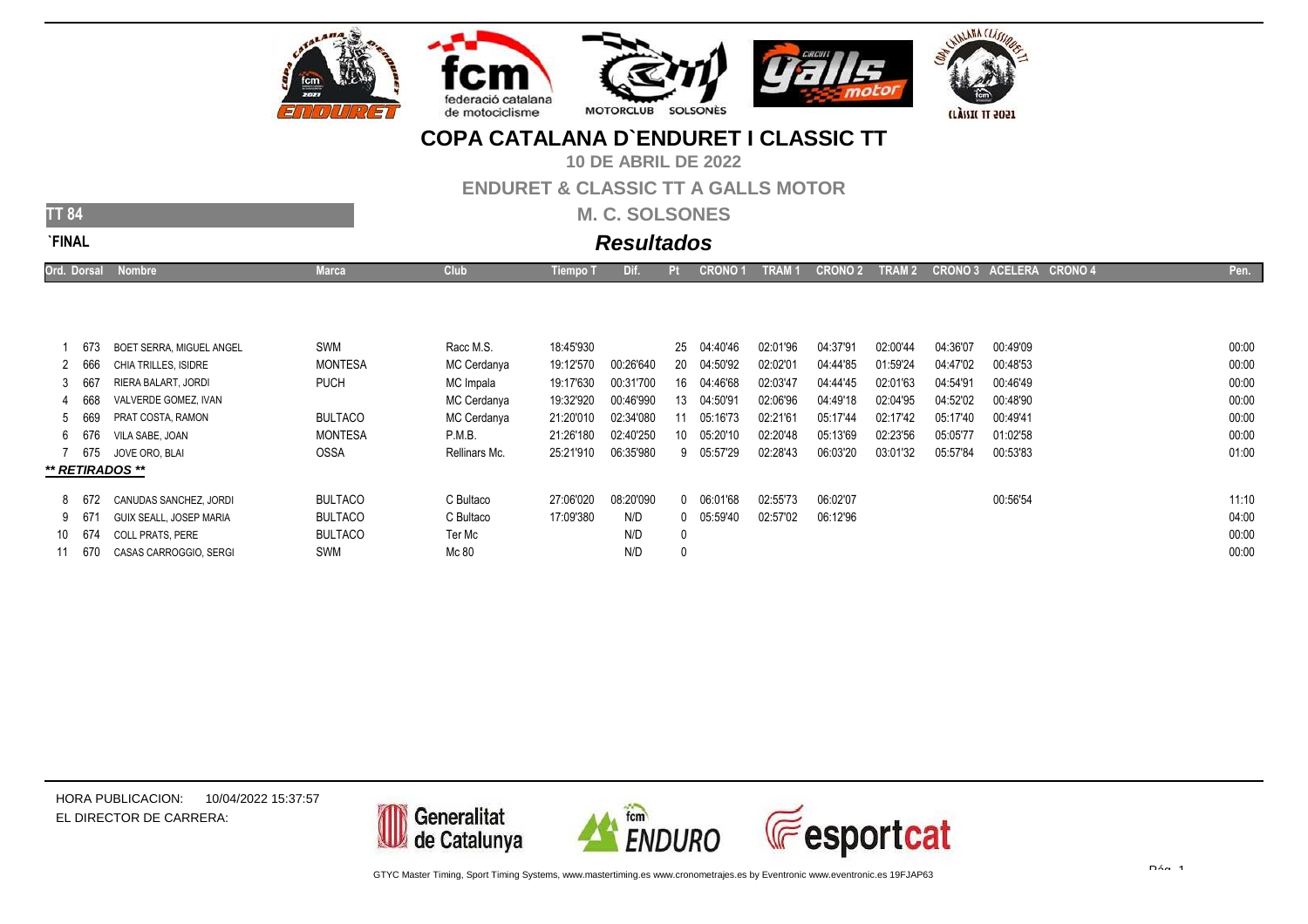# COPA CATALANA D`ENDURET I CLASSIC TT

**10 DE ABRIL DE 2022**

**ENDURET & CLASSIC TT A GALLS MOTOR**

**M. C. SOLSONES**

**TT 84**

**`FINAL**

## *Resultados*

| Ord. | Dorsal | Nombre | Marca | Club | Tiempo T | Dif. | Pt | CRONO 1 | TRAM 1 | CRONO 2 | TRAM 2 | CRONO 3 | ACELERA | CRONO 4 | Pen. |
|---|---|---|---|---|---|---|---|---|---|---|---|---|---|---|---|
| 1 | 673 | BOET SERRA, MIGUEL ANGEL | SWM | Racc M.S. | 18:45'930 | | 25 | 04:40'46 | 02:01'96 | 04:37'91 | 02:00'44 | 04:36'07 | 00:49'09 | | 00:00 |
| 2 | 666 | CHIA TRILLES, ISIDRE | MONTESA | MC Cerdanya | 19:12'570 | 00:26'640 | 20 | 04:50'92 | 02:02'01 | 04:44'85 | 01:59'24 | 04:47'02 | 00:48'53 | | 00:00 |
| 3 | 667 | RIERA BALART, JORDI | PUCH | MC Impala | 19:17'630 | 00:31'700 | 16 | 04:46'68 | 02:03'47 | 04:44'45 | 02:01'63 | 04:54'91 | 00:46'49 | | 00:00 |
| 4 | 668 | VALVERDE GOMEZ, IVAN | | MC Cerdanya | 19:32'920 | 00:46'990 | 13 | 04:50'91 | 02:06'96 | 04:49'18 | 02:04'95 | 04:52'02 | 00:48'90 | | 00:00 |
| 5 | 669 | PRAT COSTA, RAMON | BULTACO | MC Cerdanya | 21:20'010 | 02:34'080 | 11 | 05:16'73 | 02:21'61 | 05:17'44 | 02:17'42 | 05:17'40 | 00:49'41 | | 00:00 |
| 6 | 676 | VILA SABE, JOAN | MONTESA | P.M.B. | 21:26'180 | 02:40'250 | 10 | 05:20'10 | 02:20'48 | 05:13'69 | 02:23'56 | 05:05'77 | 01:02'58 | | 00:00 |
| 7 | 675 | JOVE ORO, BLAI | OSSA | Rellinars Mc. | 25:21'910 | 06:35'980 | 9 | 05:57'29 | 02:28'43 | 06:03'20 | 03:01'32 | 05:57'84 | 00:53'83 | | 01:00 |
| ***** RETIRADOS ***** | | | | | | | | | | | | | | | |
| 8 | 672 | CANUDAS SANCHEZ, JORDI | BULTACO | C Bultaco | 27:06'020 | 08:20'090 | 0 | 06:01'68 | 02:55'73 | 06:02'07 | | | 00:56'54 | | 11:10 |
| 9 | 671 | GUIX SEALL, JOSEP MARIA | BULTACO | C Bultaco | 17:09'380 | N/D | 0 | 05:59'40 | 02:57'02 | 06:12'96 | | | | | 04:00 |
| 10 | 674 | COLL PRATS, PERE | BULTACO | Ter Mc | | N/D | 0 | | | | | | | | 00:00 |
| 11 | 670 | CASAS CARROGGIO, SERGI | SWM | Mc 80 | | N/D | 0 | | | | | | | | 00:00 |

HORA PUBLICACION: 10/04/2022 15:37:57

EL DIRECTOR DE CARRERA:

GTYC Master Timing, Sport Timing Systems, www.mastertiming.es www.cronometrajes.es by Eventronic www.eventronic.es 19FJAP63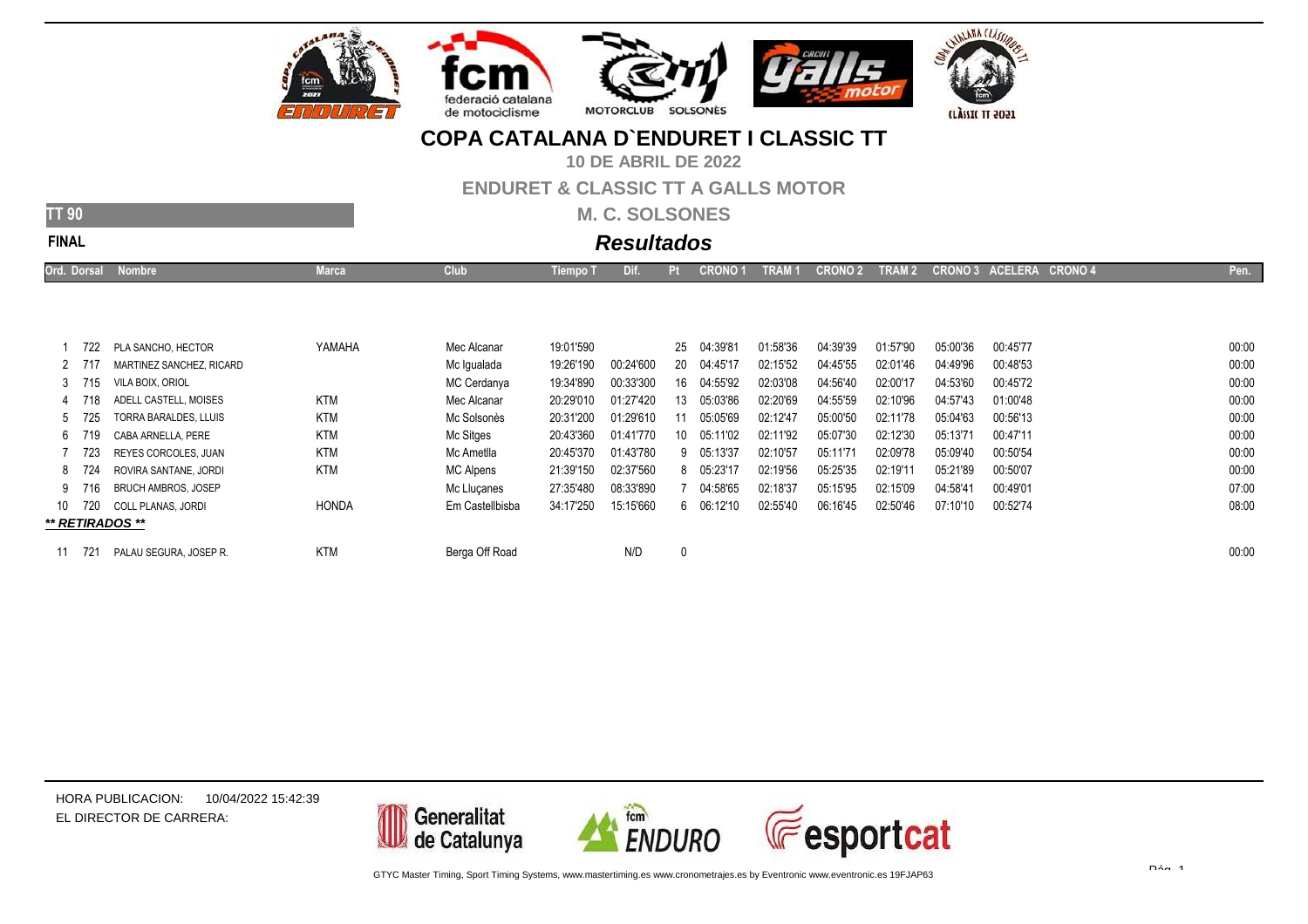# COPA CATALANA D`ENDURET I CLASSIC TT

**10 DE ABRIL DE 2022**

**ENDURET & CLASSIC TT A GALLS MOTOR**

**M. C. SOLSONES**

**TT 90**

**FINAL**

## *Resultados*

| Ord. | Dorsal | Nombre | Marca | Club | Tiempo T | Dif. | Pt | CRONO 1 | TRAM 1 | CRONO 2 | TRAM 2 | CRONO 3 | ACELERA | CRONO 4 | Pen. |
|---|---|---|---|---|---|---|---|---|---|---|---|---|---|---|---|
| 1 | 722 | PLA SANCHO, HECTOR | YAMAHA | Mec Alcanar | 19:01'590 | | 25 | 04:39'81 | 01:58'36 | 04:39'39 | 01:57'90 | 05:00'36 | 00:45'77 | | 00:00 |
| 2 | 717 | MARTINEZ SANCHEZ, RICARD | | Mc Igualada | 19:26'190 | 00:24'600 | 20 | 04:45'17 | 02:15'52 | 04:45'55 | 02:01'46 | 04:49'96 | 00:48'53 | | 00:00 |
| 3 | 715 | VILA BOIX, ORIOL | | MC Cerdanya | 19:34'890 | 00:33'300 | 16 | 04:55'92 | 02:03'08 | 04:56'40 | 02:00'17 | 04:53'60 | 00:45'72 | | 00:00 |
| 4 | 718 | ADELL CASTELL, MOISES | KTM | Mec Alcanar | 20:29'010 | 01:27'420 | 13 | 05:03'86 | 02:20'69 | 04:55'59 | 02:10'96 | 04:57'43 | 01:00'48 | | 00:00 |
| 5 | 725 | TORRA BARALDES, LLUIS | KTM | Mc Solsonès | 20:31'200 | 01:29'610 | 11 | 05:05'69 | 02:12'47 | 05:00'50 | 02:11'78 | 05:04'63 | 00:56'13 | | 00:00 |
| 6 | 719 | CABA ARNELLA, PERE | KTM | Mc Sitges | 20:43'360 | 01:41'770 | 10 | 05:11'02 | 02:11'92 | 05:07'30 | 02:12'30 | 05:13'71 | 00:47'11 | | 00:00 |
| 7 | 723 | REYES CORCOLES, JUAN | KTM | Mc Ametlla | 20:45'370 | 01:43'780 | 9 | 05:13'37 | 02:10'57 | 05:11'71 | 02:09'78 | 05:09'40 | 00:50'54 | | 00:00 |
| 8 | 724 | ROVIRA SANTANE, JORDI | KTM | MC Alpens | 21:39'150 | 02:37'560 | 8 | 05:23'17 | 02:19'56 | 05:25'35 | 02:19'11 | 05:21'89 | 00:50'07 | | 00:00 |
| 9 | 716 | BRUCH AMBROS, JOSEP | | Mc Lluçanes | 27:35'480 | 08:33'890 | 7 | 04:58'65 | 02:18'37 | 05:15'95 | 02:15'09 | 04:58'41 | 00:49'01 | | 07:00 |
| 10 | 720 | COLL PLANAS, JORDI | HONDA | Em Castellbisba | 34:17'250 | 15:15'660 | 6 | 06:12'10 | 02:55'40 | 06:16'45 | 02:50'46 | 07:10'10 | 00:52'74 | | 08:00 |
| ***\*\* RETIRADOS \*\**** | | | | | | | | | | | | | | | |
| 11 | 721 | PALAU SEGURA, JOSEP R. | KTM | Berga Off Road | | N/D | 0 | | | | | | | | 00:00 |

HORA PUBLICACION: 10/04/2022 15:42:39

EL DIRECTOR DE CARRERA:

GTYC Master Timing, Sport Timing Systems, www.mastertiming.es www.cronometrajes.es by Eventronic www.eventronic.es 19FJAP63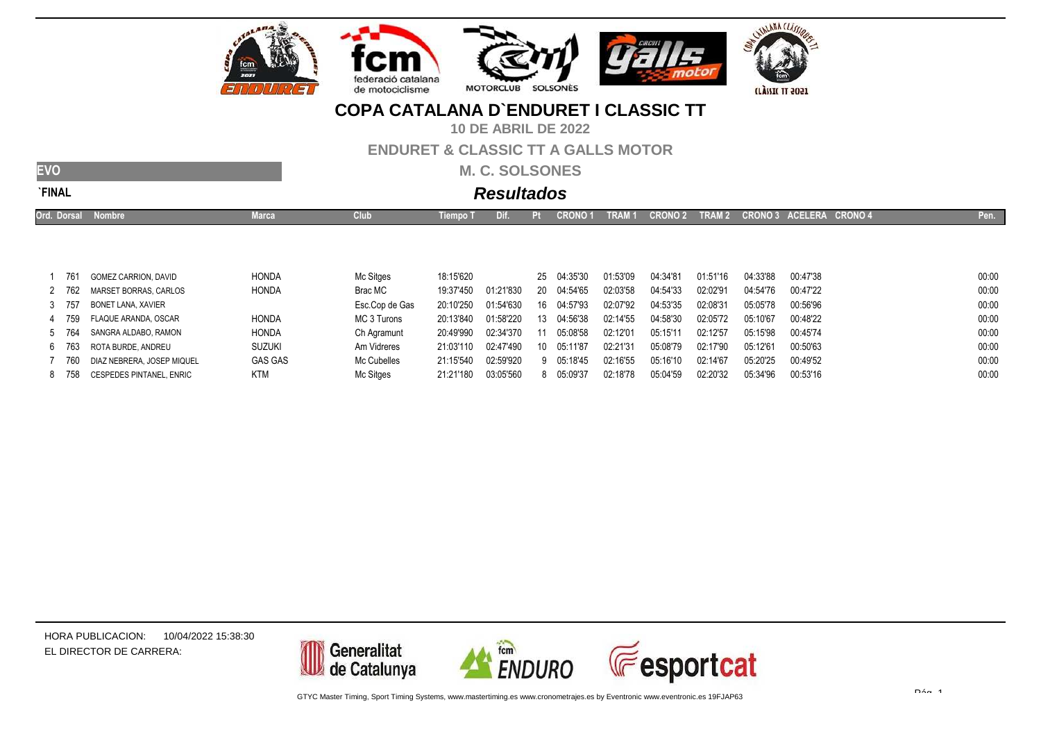# COPA CATALANA D`ENDURET I CLASSIC TT

**10 DE ABRIL DE 2022**

**ENDURET & CLASSIC TT A GALLS MOTOR**

**M. C. SOLSONES**

**EVO**

**`FINAL**

***Resultados***

| Ord. | Dorsal | Nombre | Marca | Club | Tiempo T | Dif. | Pt | CRONO 1 | TRAM 1 | CRONO 2 | TRAM 2 | CRONO 3 | ACELERA | CRONO 4 | Pen. |
|---|---|---|---|---|---|---|---|---|---|---|---|---|---|---|---|
| 1 | 761 | GOMEZ CARRION, DAVID | HONDA | Mc Sitges | 18:15'620 | | 25 | 04:35'30 | 01:53'09 | 04:34'81 | 01:51'16 | 04:33'88 | 00:47'38 | | 00:00 |
| 2 | 762 | MARSET BORRAS, CARLOS | HONDA | Brac MC | 19:37'450 | 01:21'830 | 20 | 04:54'65 | 02:03'58 | 04:54'33 | 02:02'91 | 04:54'76 | 00:47'22 | | 00:00 |
| 3 | 757 | BONET LANA, XAVIER | | Esc.Cop de Gas | 20:10'250 | 01:54'630 | 16 | 04:57'93 | 02:07'92 | 04:53'35 | 02:08'31 | 05:05'78 | 00:56'96 | | 00:00 |
| 4 | 759 | FLAQUE ARANDA, OSCAR | HONDA | MC 3 Turons | 20:13'840 | 01:58'220 | 13 | 04:56'38 | 02:14'55 | 04:58'30 | 02:05'72 | 05:10'67 | 00:48'22 | | 00:00 |
| 5 | 764 | SANGRA ALDABO, RAMON | HONDA | Ch Agramunt | 20:49'990 | 02:34'370 | 11 | 05:08'58 | 02:12'01 | 05:15'11 | 02:12'57 | 05:15'98 | 00:45'74 | | 00:00 |
| 6 | 763 | ROTA BURDE, ANDREU | SUZUKI | Am Vidreres | 21:03'110 | 02:47'490 | 10 | 05:11'87 | 02:21'31 | 05:08'79 | 02:17'90 | 05:12'61 | 00:50'63 | | 00:00 |
| 7 | 760 | DIAZ NEBRERA, JOSEP MIQUEL | GAS GAS | Mc Cubelles | 21:15'540 | 02:59'920 | 9 | 05:18'45 | 02:16'55 | 05:16'10 | 02:14'67 | 05:20'25 | 00:49'52 | | 00:00 |
| 8 | 758 | CESPEDES PINTANEL, ENRIC | KTM | Mc Sitges | 21:21'180 | 03:05'560 | 8 | 05:09'37 | 02:18'78 | 05:04'59 | 02:20'32 | 05:34'96 | 00:53'16 | | 00:00 |

HORA PUBLICACION: 10/04/2022 15:38:30

EL DIRECTOR DE CARRERA:

GTYC Master Timing, Sport Timing Systems, www.mastertiming.es www.cronometrajes.es by Eventronic www.eventronic.es 19FJAP63